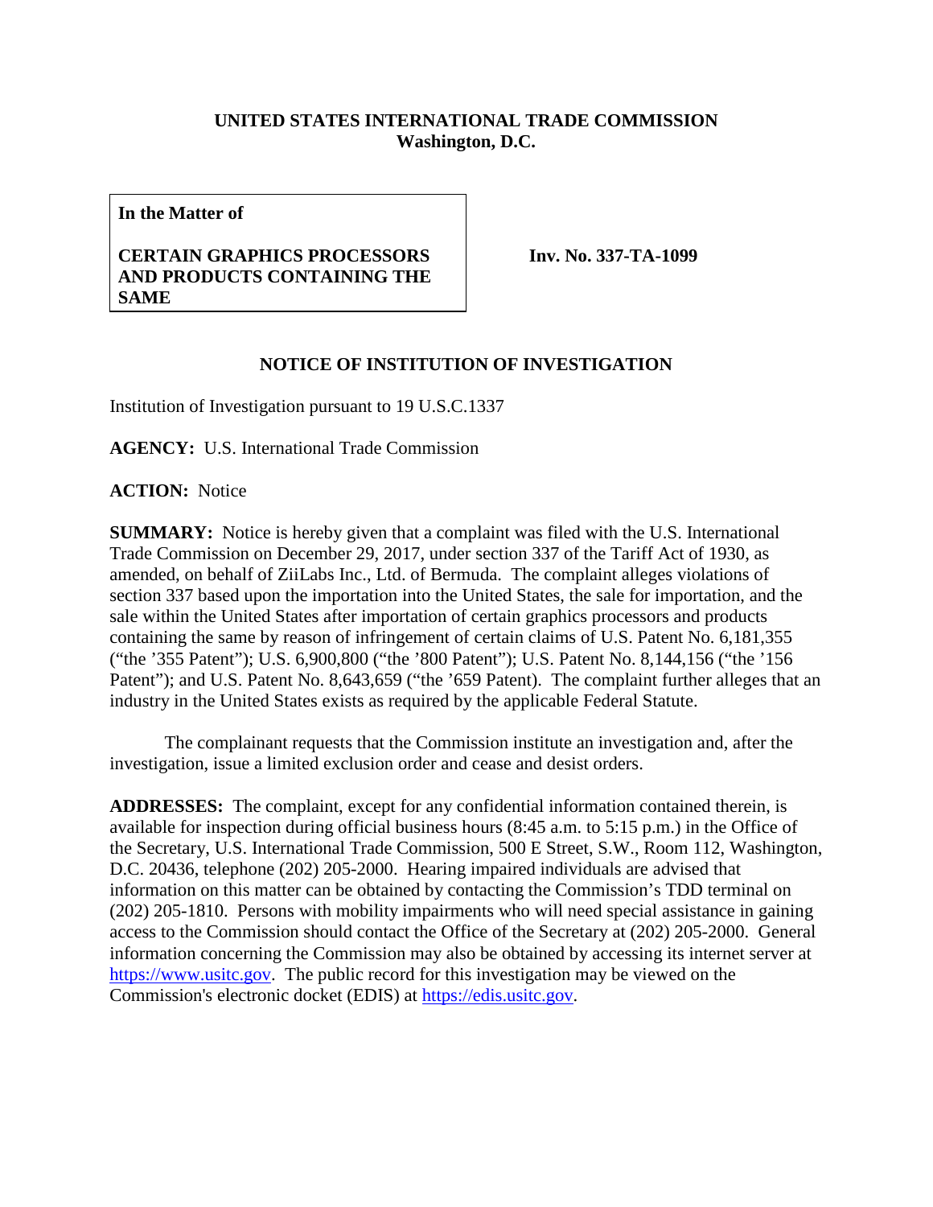**UNITED STATES INTERNATIONAL TRADE COMMISSION**
**Washington, D.C.**

| **In the Matter of** **CERTAIN GRAPHICS PROCESSORS AND PRODUCTS CONTAINING THE SAME** | **Inv. No. 337-TA-1099** |
|---|---|

## NOTICE OF INSTITUTION OF INVESTIGATION

Institution of Investigation pursuant to 19 U.S.C.1337

**AGENCY:** U.S. International Trade Commission

**ACTION:** Notice

**SUMMARY:** Notice is hereby given that a complaint was filed with the U.S. International Trade Commission on December 29, 2017, under section 337 of the Tariff Act of 1930, as amended, on behalf of ZiiLabs Inc., Ltd. of Bermuda. The complaint alleges violations of section 337 based upon the importation into the United States, the sale for importation, and the sale within the United States after importation of certain graphics processors and products containing the same by reason of infringement of certain claims of U.S. Patent No. 6,181,355 ("the '355 Patent"); U.S. 6,900,800 ("the '800 Patent"); U.S. Patent No. 8,144,156 ("the '156 Patent"); and U.S. Patent No. 8,643,659 ("the '659 Patent). The complaint further alleges that an industry in the United States exists as required by the applicable Federal Statute.

The complainant requests that the Commission institute an investigation and, after the investigation, issue a limited exclusion order and cease and desist orders.

**ADDRESSES:** The complaint, except for any confidential information contained therein, is available for inspection during official business hours (8:45 a.m. to 5:15 p.m.) in the Office of the Secretary, U.S. International Trade Commission, 500 E Street, S.W., Room 112, Washington, D.C. 20436, telephone (202) 205-2000. Hearing impaired individuals are advised that information on this matter can be obtained by contacting the Commission's TDD terminal on (202) 205-1810. Persons with mobility impairments who will need special assistance in gaining access to the Commission should contact the Office of the Secretary at (202) 205-2000. General information concerning the Commission may also be obtained by accessing its internet server at https://www.usitc.gov. The public record for this investigation may be viewed on the Commission's electronic docket (EDIS) at https://edis.usitc.gov.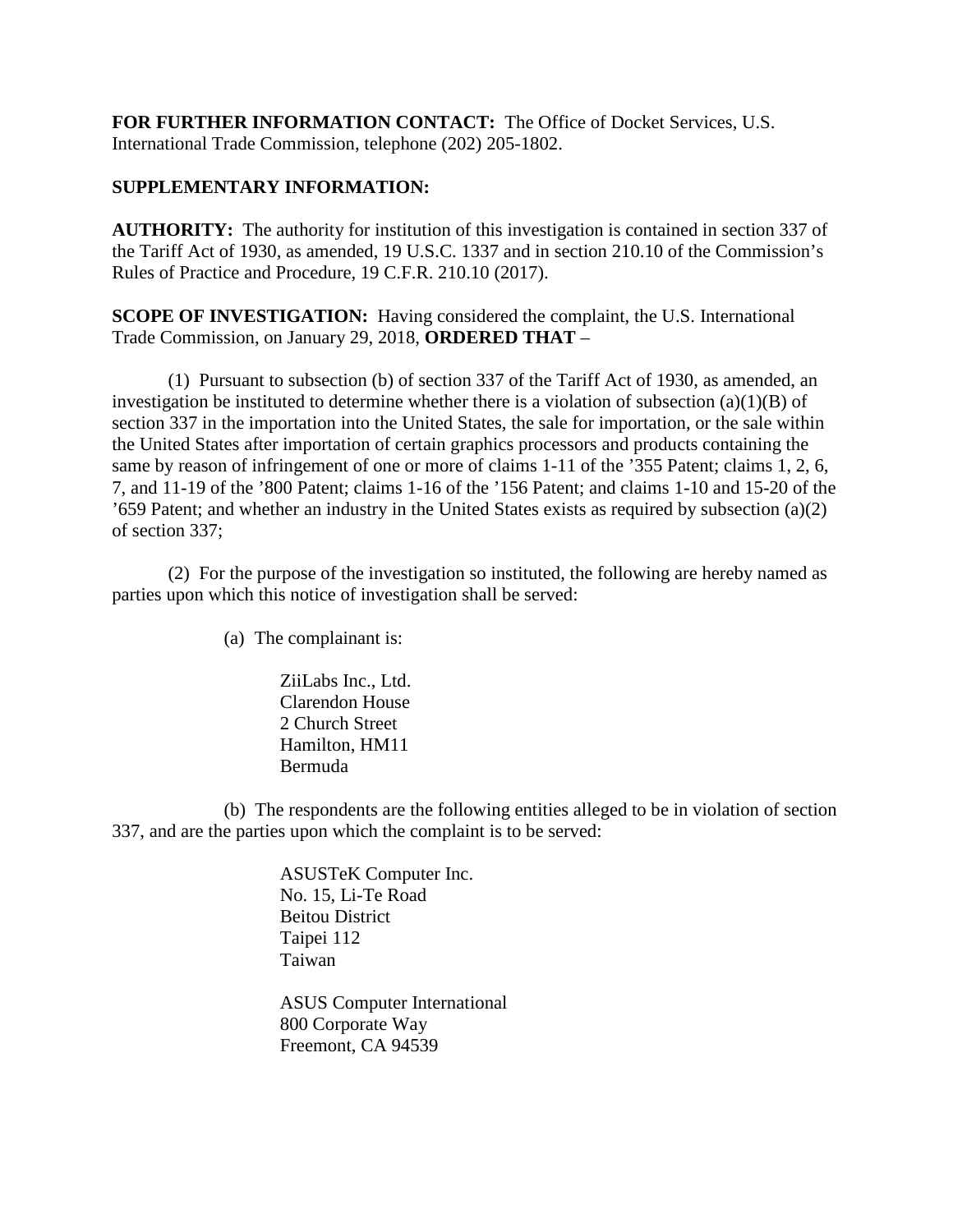**FOR FURTHER INFORMATION CONTACT:** The Office of Docket Services, U.S. International Trade Commission, telephone (202) 205-1802.

**SUPPLEMENTARY INFORMATION:**

**AUTHORITY:** The authority for institution of this investigation is contained in section 337 of the Tariff Act of 1930, as amended, 19 U.S.C. 1337 and in section 210.10 of the Commission's Rules of Practice and Procedure, 19 C.F.R. 210.10 (2017).

**SCOPE OF INVESTIGATION:** Having considered the complaint, the U.S. International Trade Commission, on January 29, 2018, **ORDERED THAT** –

(1) Pursuant to subsection (b) of section 337 of the Tariff Act of 1930, as amended, an investigation be instituted to determine whether there is a violation of subsection (a)(1)(B) of section 337 in the importation into the United States, the sale for importation, or the sale within the United States after importation of certain graphics processors and products containing the same by reason of infringement of one or more of claims 1-11 of the '355 Patent; claims 1, 2, 6, 7, and 11-19 of the '800 Patent; claims 1-16 of the '156 Patent; and claims 1-10 and 15-20 of the '659 Patent; and whether an industry in the United States exists as required by subsection (a)(2) of section 337;

(2) For the purpose of the investigation so instituted, the following are hereby named as parties upon which this notice of investigation shall be served:

(a) The complainant is:

ZiiLabs Inc., Ltd.
Clarendon House
2 Church Street
Hamilton, HM11
Bermuda

(b) The respondents are the following entities alleged to be in violation of section 337, and are the parties upon which the complaint is to be served:

ASUSTeK Computer Inc.
No. 15, Li-Te Road
Beitou District
Taipei 112
Taiwan

ASUS Computer International
800 Corporate Way
Freemont, CA 94539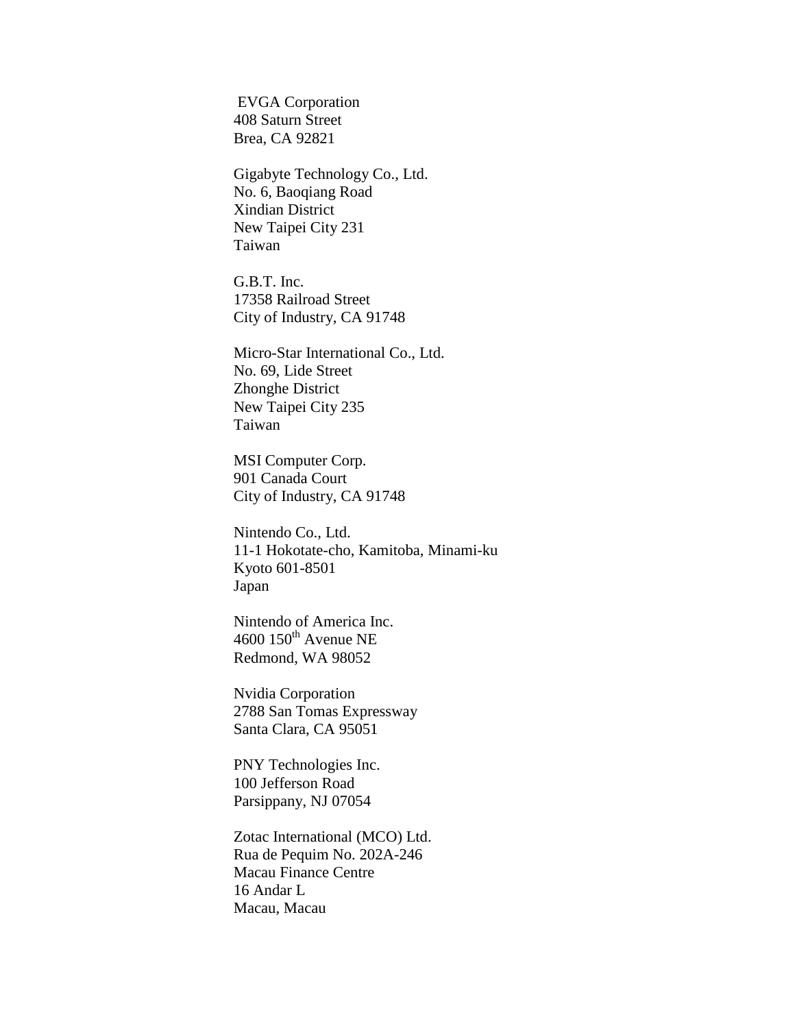EVGA Corporation
408 Saturn Street
Brea, CA 92821

Gigabyte Technology Co., Ltd.
No. 6, Baoqiang Road
Xindian District
New Taipei City 231
Taiwan

G.B.T. Inc.
17358 Railroad Street
City of Industry, CA 91748

Micro-Star International Co., Ltd.
No. 69, Lide Street
Zhonghe District
New Taipei City 235
Taiwan

MSI Computer Corp.
901 Canada Court
City of Industry, CA 91748

Nintendo Co., Ltd.
11-1 Hokotate-cho, Kamitoba, Minami-ku
Kyoto 601-8501
Japan

Nintendo of America Inc.
4600 150th Avenue NE
Redmond, WA 98052

Nvidia Corporation
2788 San Tomas Expressway
Santa Clara, CA 95051

PNY Technologies Inc.
100 Jefferson Road
Parsippany, NJ 07054

Zotac International (MCO) Ltd.
Rua de Pequim No. 202A-246
Macau Finance Centre
16 Andar L
Macau, Macau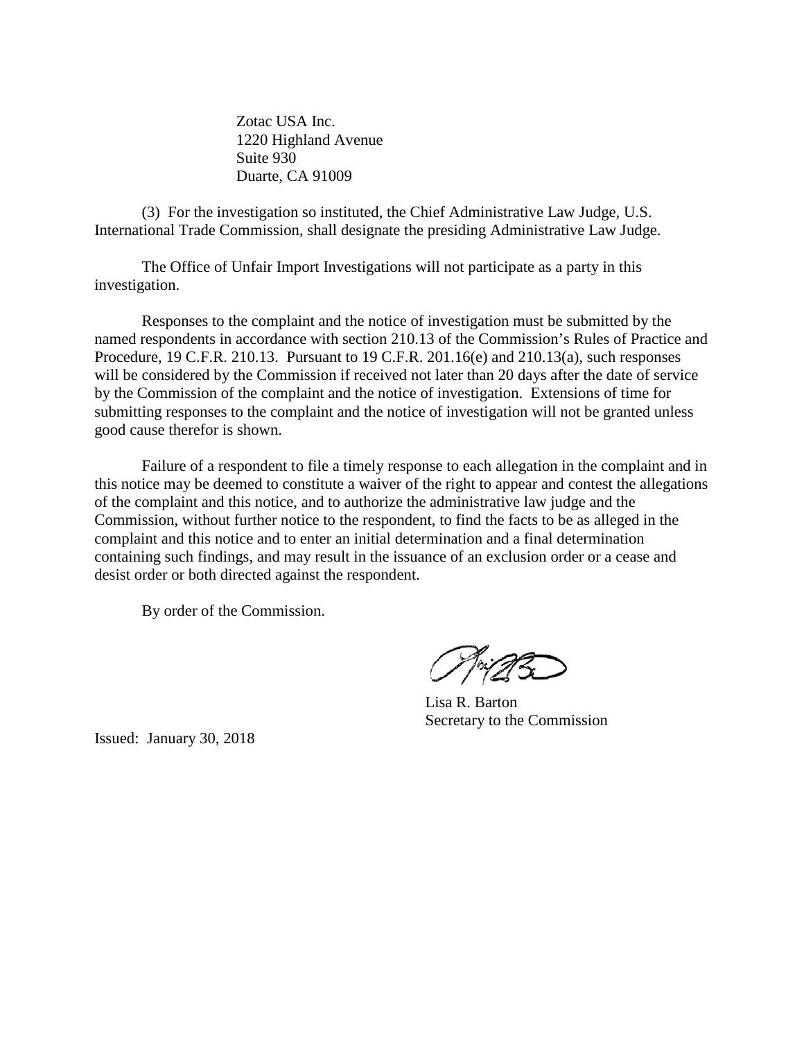Zotac USA Inc.
1220 Highland Avenue
Suite 930
Duarte, CA 91009

(3) For the investigation so instituted, the Chief Administrative Law Judge, U.S. International Trade Commission, shall designate the presiding Administrative Law Judge.

The Office of Unfair Import Investigations will not participate as a party in this investigation.

Responses to the complaint and the notice of investigation must be submitted by the named respondents in accordance with section 210.13 of the Commission's Rules of Practice and Procedure, 19 C.F.R. 210.13. Pursuant to 19 C.F.R. 201.16(e) and 210.13(a), such responses will be considered by the Commission if received not later than 20 days after the date of service by the Commission of the complaint and the notice of investigation. Extensions of time for submitting responses to the complaint and the notice of investigation will not be granted unless good cause therefor is shown.

Failure of a respondent to file a timely response to each allegation in the complaint and in this notice may be deemed to constitute a waiver of the right to appear and contest the allegations of the complaint and this notice, and to authorize the administrative law judge and the Commission, without further notice to the respondent, to find the facts to be as alleged in the complaint and this notice and to enter an initial determination and a final determination containing such findings, and may result in the issuance of an exclusion order or a cease and desist order or both directed against the respondent.

By order of the Commission.

Lisa R. Barton
Secretary to the Commission

Issued: January 30, 2018